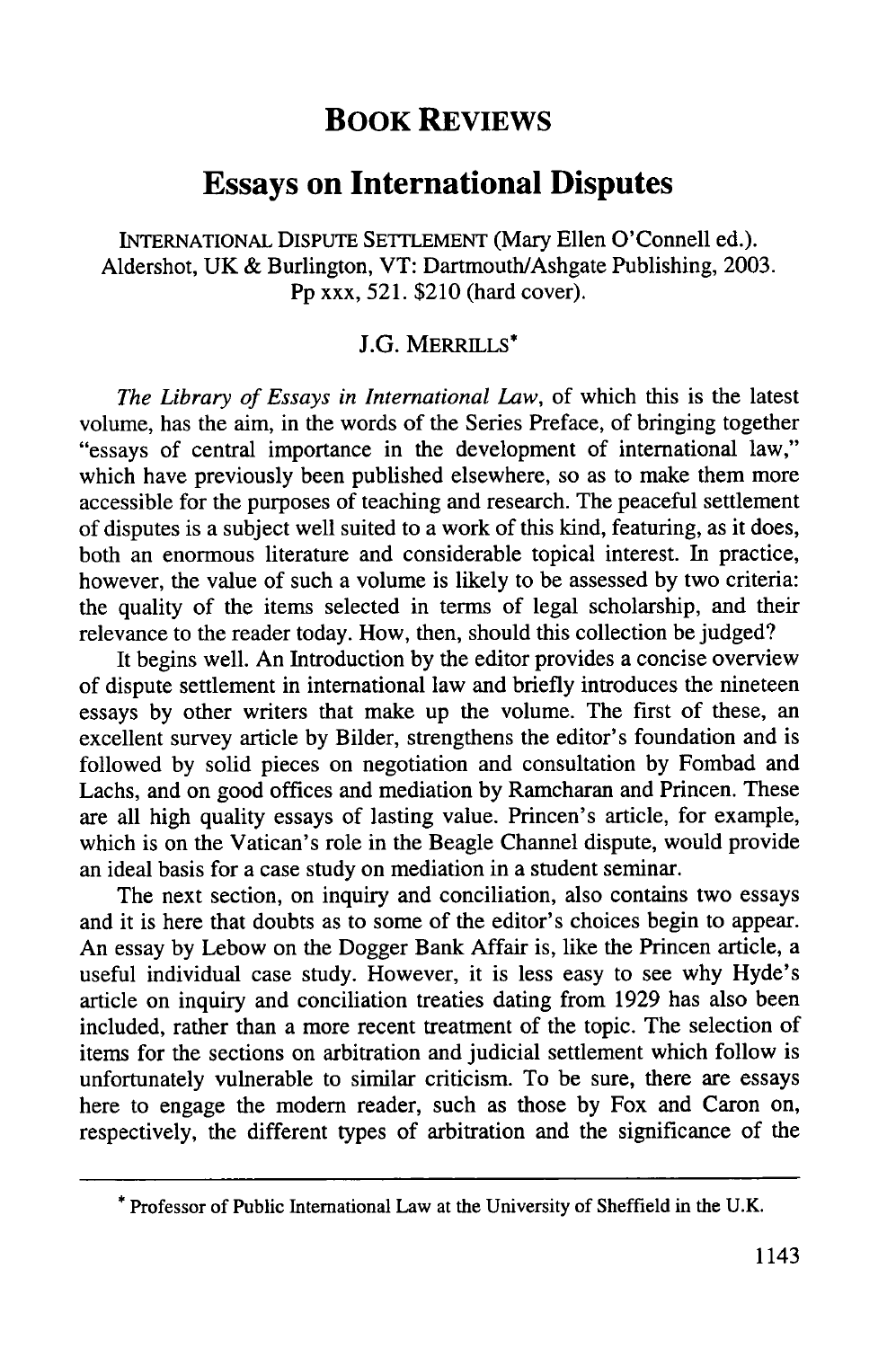# BOOK REVIEWS

## Essays on International Disputes

INTERNATIONAL DISPUTE SETTLEMENT (Mary Ellen O'Connell ed.).
Aldershot, UK & Burlington, VT: Dartmouth/Ashgate Publishing, 2003.
Pp xxx, 521. $210 (hard cover).

J.G. MERRILLS*

*The Library of Essays in International Law*, of which this is the latest volume, has the aim, in the words of the Series Preface, of bringing together "essays of central importance in the development of international law," which have previously been published elsewhere, so as to make them more accessible for the purposes of teaching and research. The peaceful settlement of disputes is a subject well suited to a work of this kind, featuring, as it does, both an enormous literature and considerable topical interest. In practice, however, the value of such a volume is likely to be assessed by two criteria: the quality of the items selected in terms of legal scholarship, and their relevance to the reader today. How, then, should this collection be judged?

It begins well. An Introduction by the editor provides a concise overview of dispute settlement in international law and briefly introduces the nineteen essays by other writers that make up the volume. The first of these, an excellent survey article by Bilder, strengthens the editor's foundation and is followed by solid pieces on negotiation and consultation by Fombad and Lachs, and on good offices and mediation by Ramcharan and Princen. These are all high quality essays of lasting value. Princen's article, for example, which is on the Vatican's role in the Beagle Channel dispute, would provide an ideal basis for a case study on mediation in a student seminar.

The next section, on inquiry and conciliation, also contains two essays and it is here that doubts as to some of the editor's choices begin to appear. An essay by Lebow on the Dogger Bank Affair is, like the Princen article, a useful individual case study. However, it is less easy to see why Hyde's article on inquiry and conciliation treaties dating from 1929 has also been included, rather than a more recent treatment of the topic. The selection of items for the sections on arbitration and judicial settlement which follow is unfortunately vulnerable to similar criticism. To be sure, there are essays here to engage the modern reader, such as those by Fox and Caron on, respectively, the different types of arbitration and the significance of the

---

* Professor of Public International Law at the University of Sheffield in the U.K.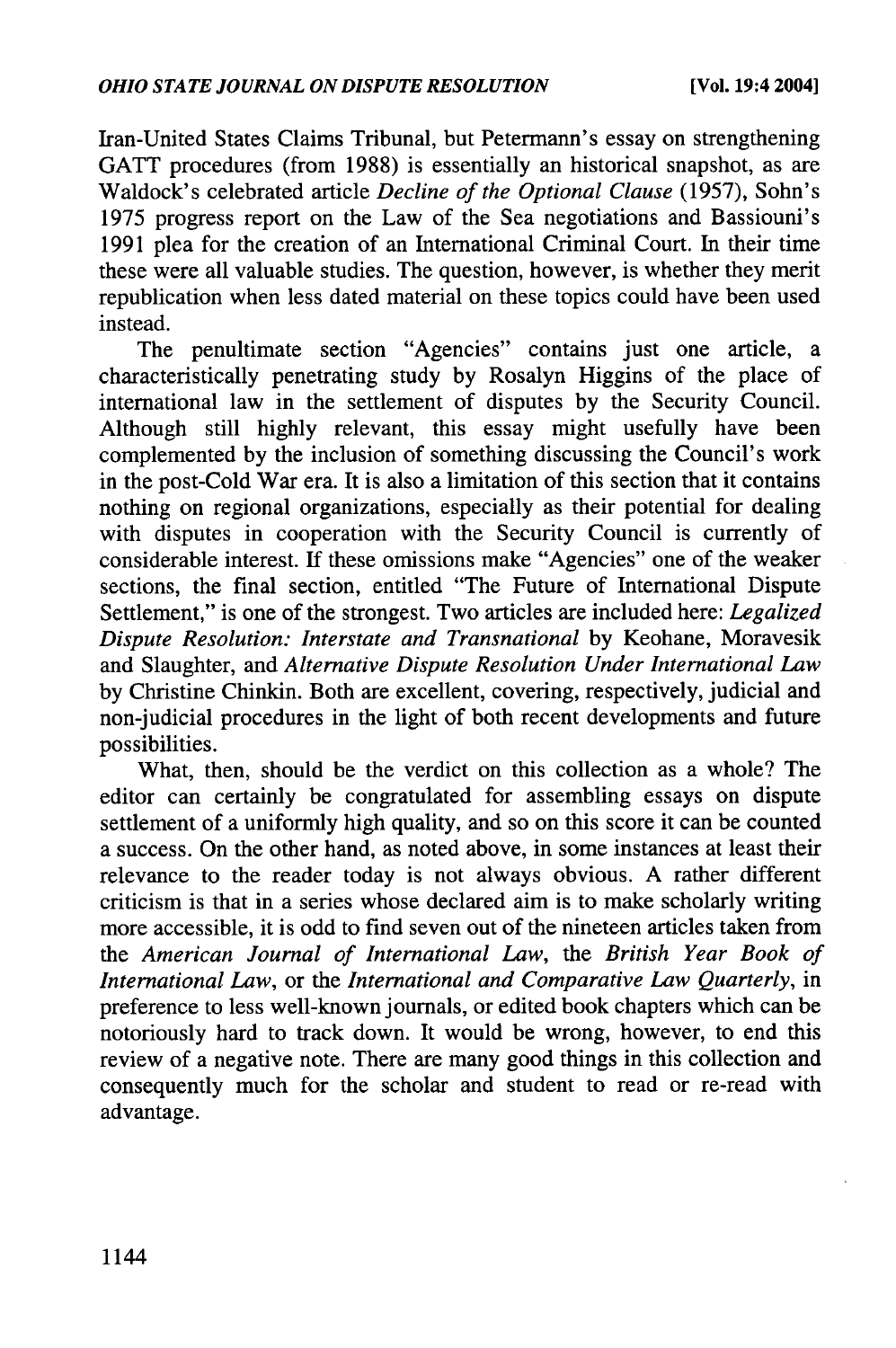Iran-United States Claims Tribunal, but Petermann's essay on strengthening GATT procedures (from 1988) is essentially an historical snapshot, as are Waldock's celebrated article *Decline of the Optional Clause* (1957), Sohn's 1975 progress report on the Law of the Sea negotiations and Bassiouni's 1991 plea for the creation of an International Criminal Court. In their time these were all valuable studies. The question, however, is whether they merit republication when less dated material on these topics could have been used instead.

The penultimate section "Agencies" contains just one article, a characteristically penetrating study by Rosalyn Higgins of the place of international law in the settlement of disputes by the Security Council. Although still highly relevant, this essay might usefully have been complemented by the inclusion of something discussing the Council's work in the post-Cold War era. It is also a limitation of this section that it contains nothing on regional organizations, especially as their potential for dealing with disputes in cooperation with the Security Council is currently of considerable interest. If these omissions make "Agencies" one of the weaker sections, the final section, entitled "The Future of International Dispute Settlement," is one of the strongest. Two articles are included here: *Legalized Dispute Resolution: Interstate and Transnational* by Keohane, Moravesik and Slaughter, and *Alternative Dispute Resolution Under International Law* by Christine Chinkin. Both are excellent, covering, respectively, judicial and non-judicial procedures in the light of both recent developments and future possibilities.

What, then, should be the verdict on this collection as a whole? The editor can certainly be congratulated for assembling essays on dispute settlement of a uniformly high quality, and so on this score it can be counted a success. On the other hand, as noted above, in some instances at least their relevance to the reader today is not always obvious. A rather different criticism is that in a series whose declared aim is to make scholarly writing more accessible, it is odd to find seven out of the nineteen articles taken from the *American Journal of International Law*, the *British Year Book of International Law*, or the *International and Comparative Law Quarterly*, in preference to less well-known journals, or edited book chapters which can be notoriously hard to track down. It would be wrong, however, to end this review of a negative note. There are many good things in this collection and consequently much for the scholar and student to read or re-read with advantage.